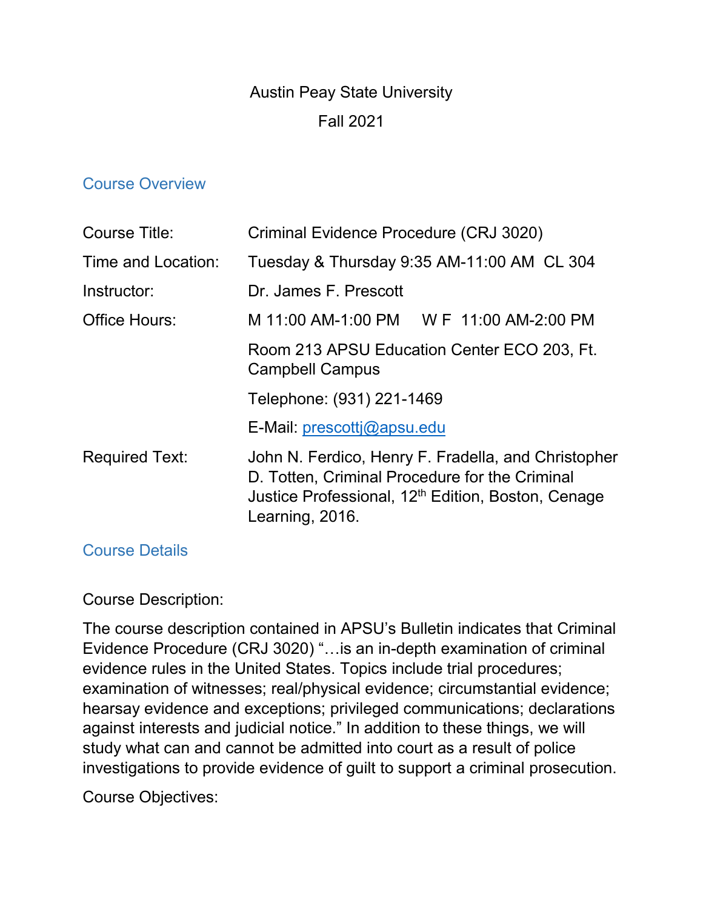Austin Peay State University

Fall 2021

## Course Overview

| | |
|---|---|
| Course Title: | Criminal Evidence Procedure (CRJ 3020) |
| Time and Location: | Tuesday & Thursday 9:35 AM-11:00 AM  CL 304 |
| Instructor: | Dr. James F. Prescott |
| Office Hours: | M 11:00 AM-1:00 PM     W F  11:00 AM-2:00 PM |
| | Room 213 APSU Education Center ECO 203, Ft. Campbell Campus |
| | Telephone: (931) 221-1469 |
| | E-Mail: prescottj@apsu.edu |
| Required Text: | John N. Ferdico, Henry F. Fradella, and Christopher D. Totten, Criminal Procedure for the Criminal Justice Professional, 12th Edition, Boston, Cenage Learning, 2016. |

## Course Details

Course Description:

The course description contained in APSU's Bulletin indicates that Criminal Evidence Procedure (CRJ 3020) "…is an in-depth examination of criminal evidence rules in the United States. Topics include trial procedures; examination of witnesses; real/physical evidence; circumstantial evidence; hearsay evidence and exceptions; privileged communications; declarations against interests and judicial notice." In addition to these things, we will study what can and cannot be admitted into court as a result of police investigations to provide evidence of guilt to support a criminal prosecution.

Course Objectives: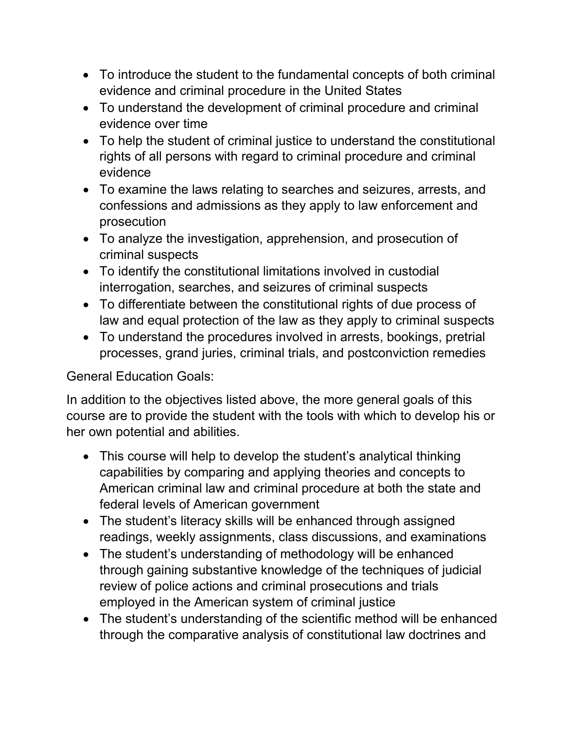- To introduce the student to the fundamental concepts of both criminal evidence and criminal procedure in the United States
- To understand the development of criminal procedure and criminal evidence over time
- To help the student of criminal justice to understand the constitutional rights of all persons with regard to criminal procedure and criminal evidence
- To examine the laws relating to searches and seizures, arrests, and confessions and admissions as they apply to law enforcement and prosecution
- To analyze the investigation, apprehension, and prosecution of criminal suspects
- To identify the constitutional limitations involved in custodial interrogation, searches, and seizures of criminal suspects
- To differentiate between the constitutional rights of due process of law and equal protection of the law as they apply to criminal suspects
- To understand the procedures involved in arrests, bookings, pretrial processes, grand juries, criminal trials, and postconviction remedies

General Education Goals:

In addition to the objectives listed above, the more general goals of this course are to provide the student with the tools with which to develop his or her own potential and abilities.

- This course will help to develop the student's analytical thinking capabilities by comparing and applying theories and concepts to American criminal law and criminal procedure at both the state and federal levels of American government
- The student's literacy skills will be enhanced through assigned readings, weekly assignments, class discussions, and examinations
- The student's understanding of methodology will be enhanced through gaining substantive knowledge of the techniques of judicial review of police actions and criminal prosecutions and trials employed in the American system of criminal justice
- The student's understanding of the scientific method will be enhanced through the comparative analysis of constitutional law doctrines and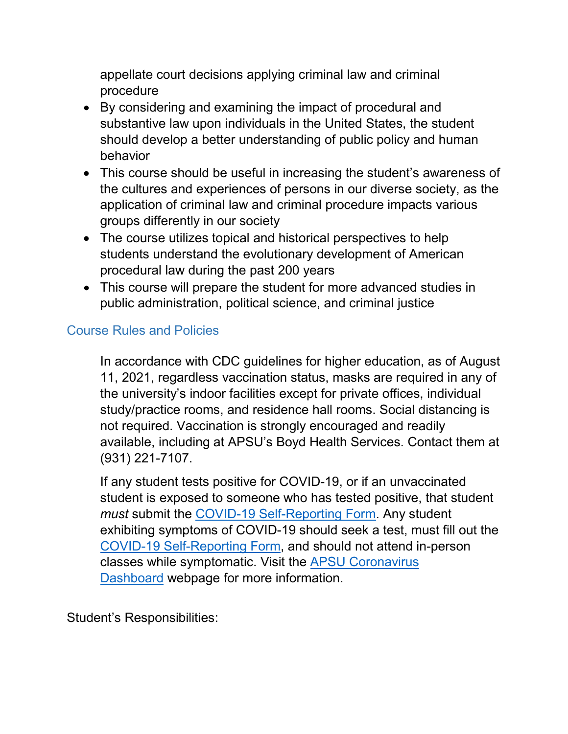appellate court decisions applying criminal law and criminal procedure

- By considering and examining the impact of procedural and substantive law upon individuals in the United States, the student should develop a better understanding of public policy and human behavior
- This course should be useful in increasing the student's awareness of the cultures and experiences of persons in our diverse society, as the application of criminal law and criminal procedure impacts various groups differently in our society
- The course utilizes topical and historical perspectives to help students understand the evolutionary development of American procedural law during the past 200 years
- This course will prepare the student for more advanced studies in public administration, political science, and criminal justice

## Course Rules and Policies

In accordance with CDC guidelines for higher education, as of August 11, 2021, regardless vaccination status, masks are required in any of the university's indoor facilities except for private offices, individual study/practice rooms, and residence hall rooms. Social distancing is not required. Vaccination is strongly encouraged and readily available, including at APSU's Boyd Health Services. Contact them at (931) 221-7107.

If any student tests positive for COVID-19, or if an unvaccinated student is exposed to someone who has tested positive, that student *must* submit the COVID-19 Self-Reporting Form. Any student exhibiting symptoms of COVID-19 should seek a test, must fill out the COVID-19 Self-Reporting Form, and should not attend in-person classes while symptomatic. Visit the APSU Coronavirus Dashboard webpage for more information.

Student's Responsibilities: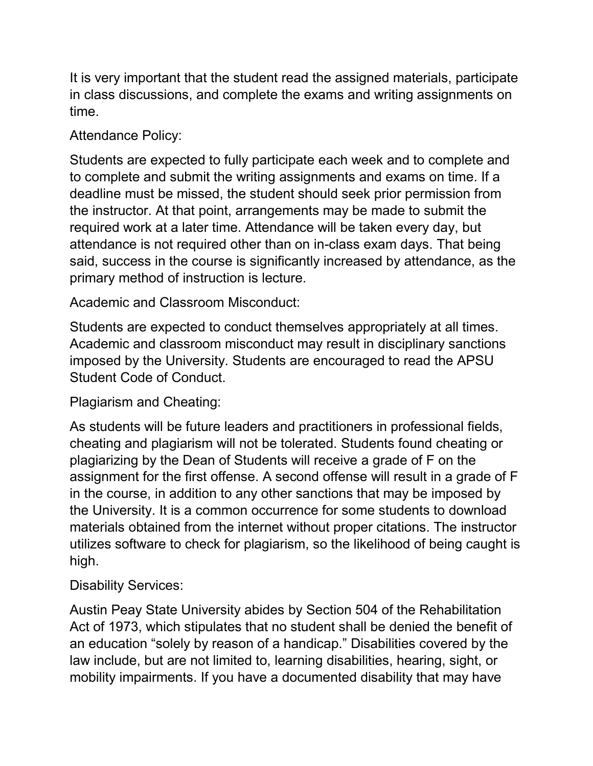It is very important that the student read the assigned materials, participate in class discussions, and complete the exams and writing assignments on time.

Attendance Policy:

Students are expected to fully participate each week and to complete and to complete and submit the writing assignments and exams on time. If a deadline must be missed, the student should seek prior permission from the instructor. At that point, arrangements may be made to submit the required work at a later time. Attendance will be taken every day, but attendance is not required other than on in-class exam days. That being said, success in the course is significantly increased by attendance, as the primary method of instruction is lecture.

Academic and Classroom Misconduct:

Students are expected to conduct themselves appropriately at all times. Academic and classroom misconduct may result in disciplinary sanctions imposed by the University. Students are encouraged to read the APSU Student Code of Conduct.

Plagiarism and Cheating:

As students will be future leaders and practitioners in professional fields, cheating and plagiarism will not be tolerated. Students found cheating or plagiarizing by the Dean of Students will receive a grade of F on the assignment for the first offense. A second offense will result in a grade of F in the course, in addition to any other sanctions that may be imposed by the University. It is a common occurrence for some students to download materials obtained from the internet without proper citations. The instructor utilizes software to check for plagiarism, so the likelihood of being caught is high.

Disability Services:

Austin Peay State University abides by Section 504 of the Rehabilitation Act of 1973, which stipulates that no student shall be denied the benefit of an education "solely by reason of a handicap." Disabilities covered by the law include, but are not limited to, learning disabilities, hearing, sight, or mobility impairments. If you have a documented disability that may have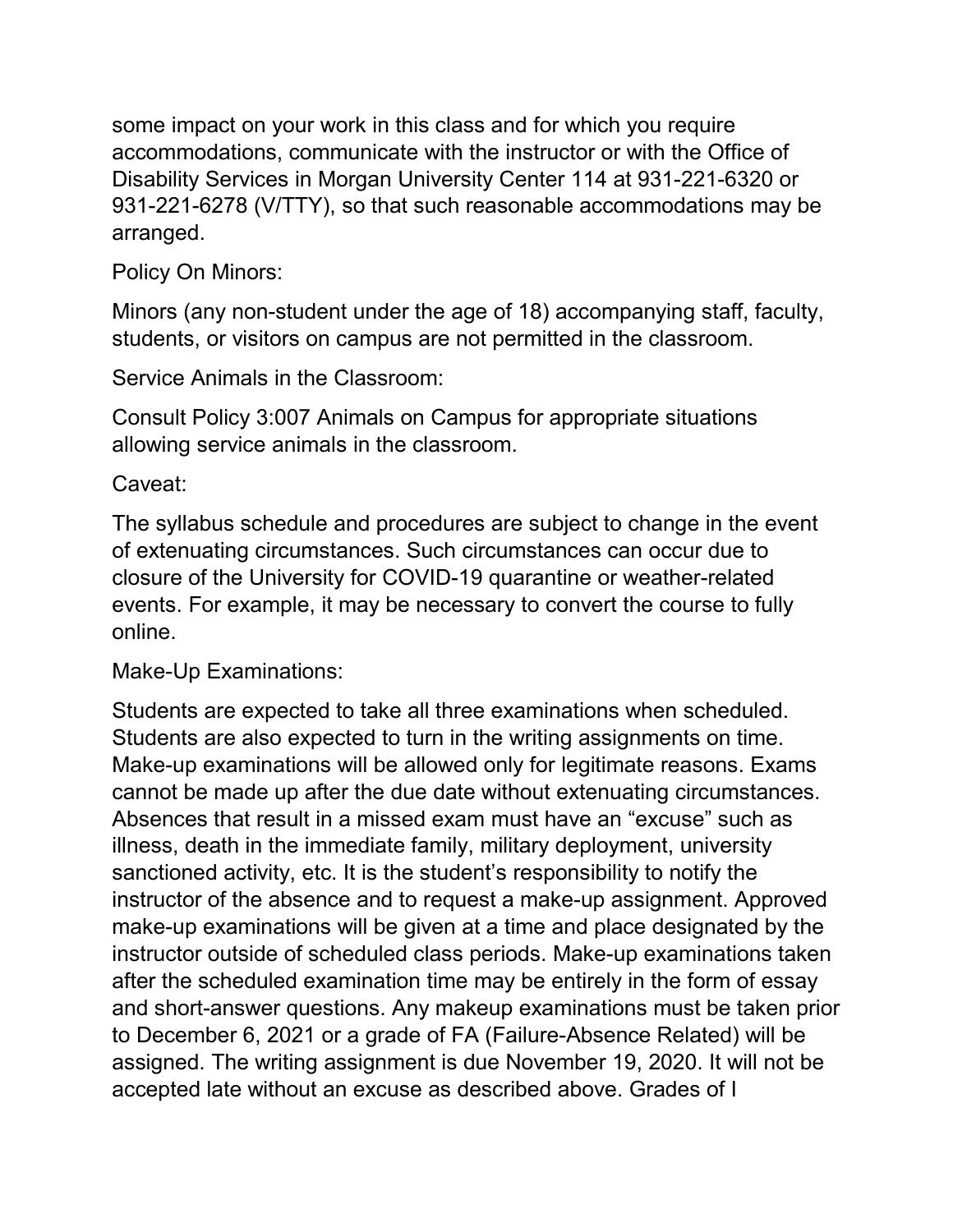some impact on your work in this class and for which you require accommodations, communicate with the instructor or with the Office of Disability Services in Morgan University Center 114 at 931-221-6320 or 931-221-6278 (V/TTY), so that such reasonable accommodations may be arranged.

Policy On Minors:

Minors (any non-student under the age of 18) accompanying staff, faculty, students, or visitors on campus are not permitted in the classroom.

Service Animals in the Classroom:

Consult Policy 3:007 Animals on Campus for appropriate situations allowing service animals in the classroom.

Caveat:

The syllabus schedule and procedures are subject to change in the event of extenuating circumstances. Such circumstances can occur due to closure of the University for COVID-19 quarantine or weather-related events. For example, it may be necessary to convert the course to fully online.

Make-Up Examinations:

Students are expected to take all three examinations when scheduled. Students are also expected to turn in the writing assignments on time. Make-up examinations will be allowed only for legitimate reasons. Exams cannot be made up after the due date without extenuating circumstances. Absences that result in a missed exam must have an "excuse" such as illness, death in the immediate family, military deployment, university sanctioned activity, etc. It is the student's responsibility to notify the instructor of the absence and to request a make-up assignment. Approved make-up examinations will be given at a time and place designated by the instructor outside of scheduled class periods. Make-up examinations taken after the scheduled examination time may be entirely in the form of essay and short-answer questions. Any makeup examinations must be taken prior to December 6, 2021 or a grade of FA (Failure-Absence Related) will be assigned. The writing assignment is due November 19, 2020. It will not be accepted late without an excuse as described above. Grades of I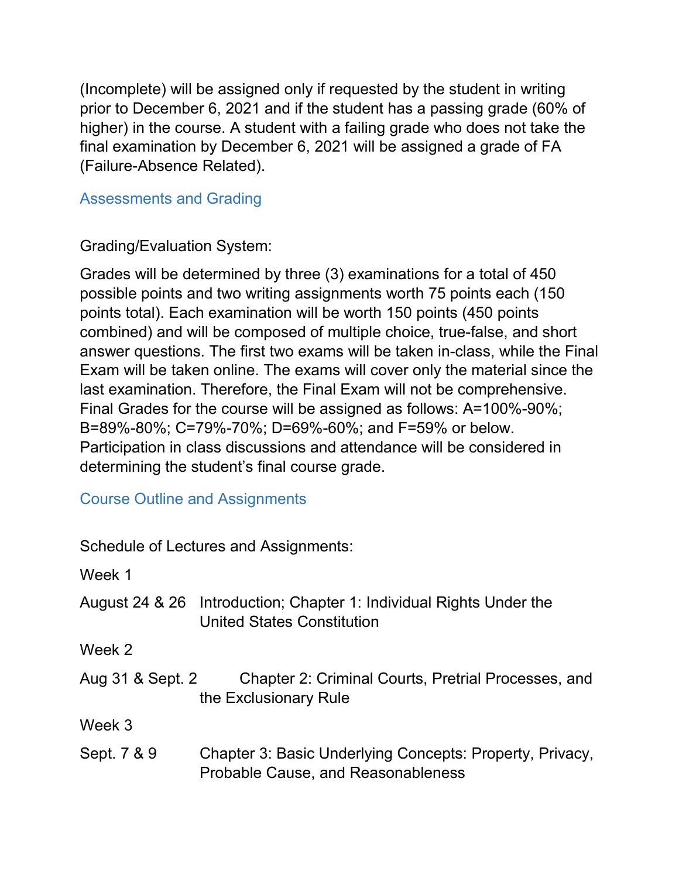(Incomplete) will be assigned only if requested by the student in writing prior to December 6, 2021 and if the student has a passing grade (60% of higher) in the course. A student with a failing grade who does not take the final examination by December 6, 2021 will be assigned a grade of FA (Failure-Absence Related).

## Assessments and Grading

Grading/Evaluation System:

Grades will be determined by three (3) examinations for a total of 450 possible points and two writing assignments worth 75 points each (150 points total). Each examination will be worth 150 points (450 points combined) and will be composed of multiple choice, true-false, and short answer questions. The first two exams will be taken in-class, while the Final Exam will be taken online. The exams will cover only the material since the last examination. Therefore, the Final Exam will not be comprehensive. Final Grades for the course will be assigned as follows: A=100%-90%; B=89%-80%; C=79%-70%; D=69%-60%; and F=59% or below. Participation in class discussions and attendance will be considered in determining the student's final course grade.

## Course Outline and Assignments

Schedule of Lectures and Assignments:

Week 1

August 24 & 26 Introduction; Chapter 1: Individual Rights Under the United States Constitution

Week 2

Aug 31 & Sept. 2 Chapter 2: Criminal Courts, Pretrial Processes, and the Exclusionary Rule

Week 3

Sept. 7 & 9 Chapter 3: Basic Underlying Concepts: Property, Privacy, Probable Cause, and Reasonableness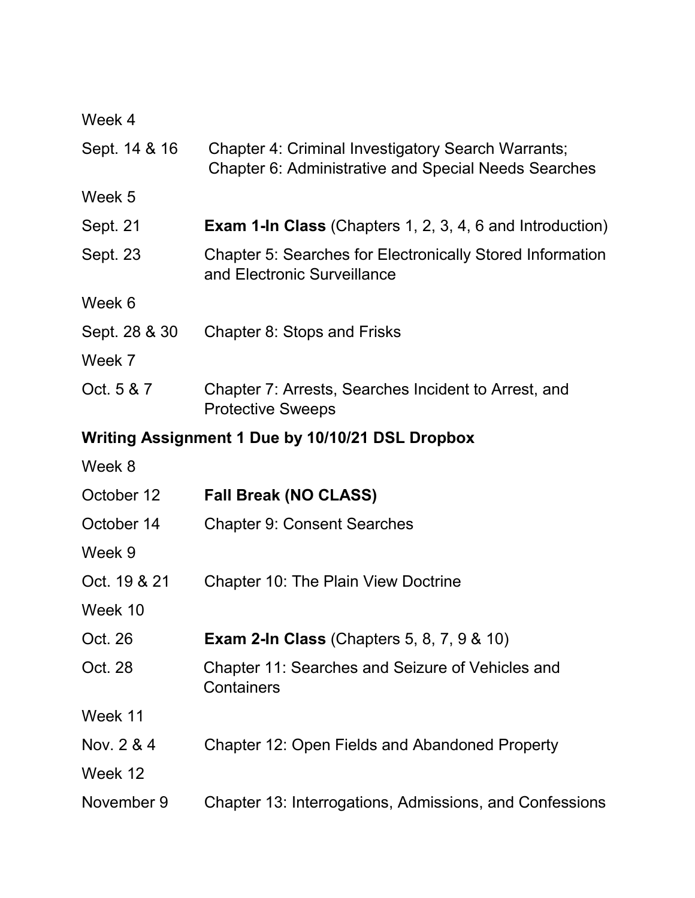Week 4

Sept. 14 & 16 Chapter 4: Criminal Investigatory Search Warrants; Chapter 6: Administrative and Special Needs Searches

Week 5

Sept. 21 **Exam 1-In Class** (Chapters 1, 2, 3, 4, 6 and Introduction)

Sept. 23 Chapter 5: Searches for Electronically Stored Information and Electronic Surveillance

Week 6

Sept. 28 & 30 Chapter 8: Stops and Frisks

Week 7

Oct. 5 & 7 Chapter 7: Arrests, Searches Incident to Arrest, and Protective Sweeps

**Writing Assignment 1 Due by 10/10/21 DSL Dropbox**

Week 8

October 12 **Fall Break (NO CLASS)**

October 14 Chapter 9: Consent Searches

Week 9

Oct. 19 & 21 Chapter 10: The Plain View Doctrine

Week 10

Oct. 26 **Exam 2-In Class** (Chapters 5, 8, 7, 9 & 10)

Oct. 28 Chapter 11: Searches and Seizure of Vehicles and Containers

Week 11

Nov. 2 & 4 Chapter 12: Open Fields and Abandoned Property

Week 12

November 9 Chapter 13: Interrogations, Admissions, and Confessions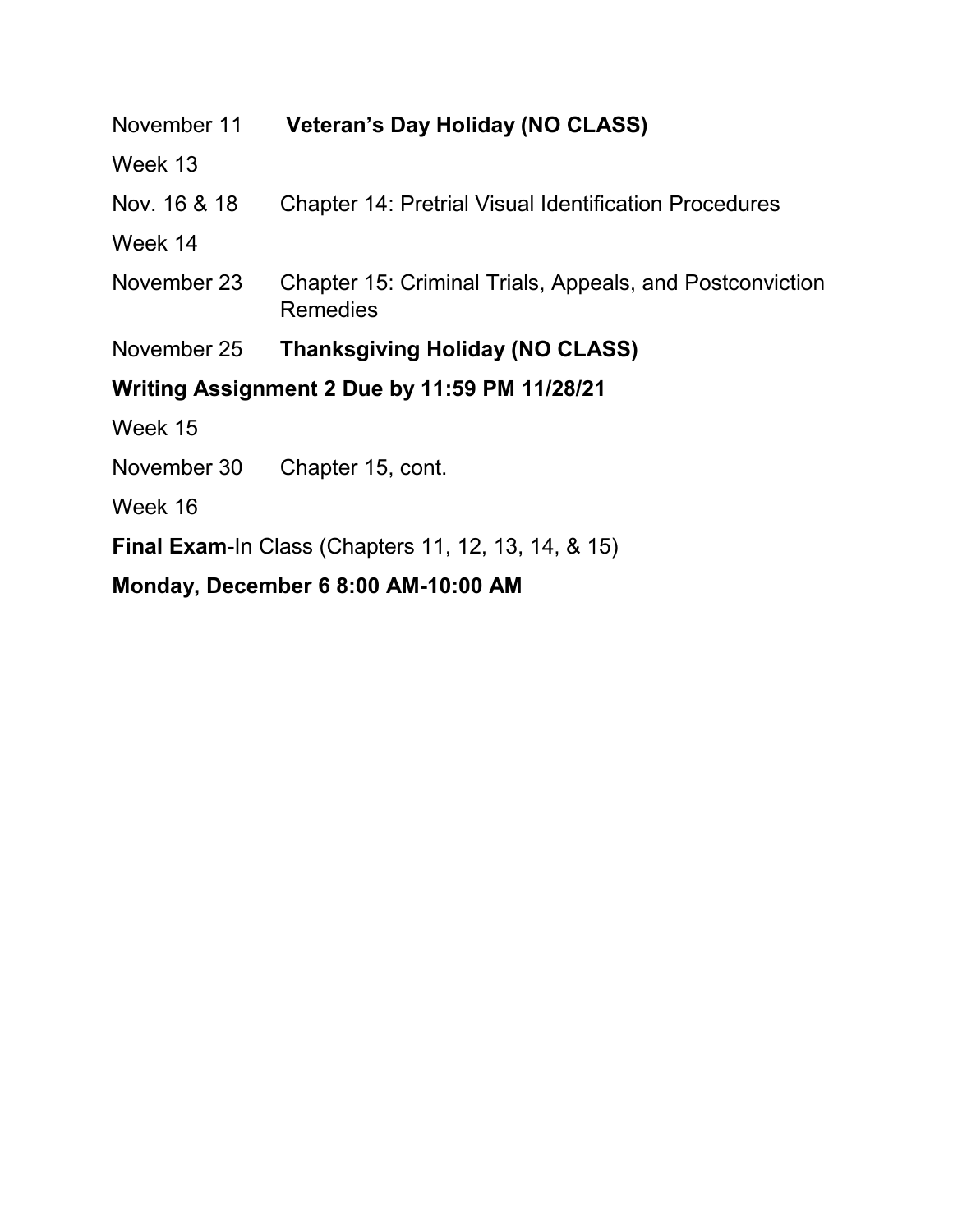November 11 **Veteran's Day Holiday (NO CLASS)**

Week 13

Nov. 16 & 18 Chapter 14: Pretrial Visual Identification Procedures

Week 14

November 23 Chapter 15: Criminal Trials, Appeals, and Postconviction Remedies

November 25 **Thanksgiving Holiday (NO CLASS)**

**Writing Assignment 2 Due by 11:59 PM 11/28/21**

Week 15

November 30 Chapter 15, cont.

Week 16

**Final Exam**-In Class (Chapters 11, 12, 13, 14, & 15)

**Monday, December 6 8:00 AM-10:00 AM**